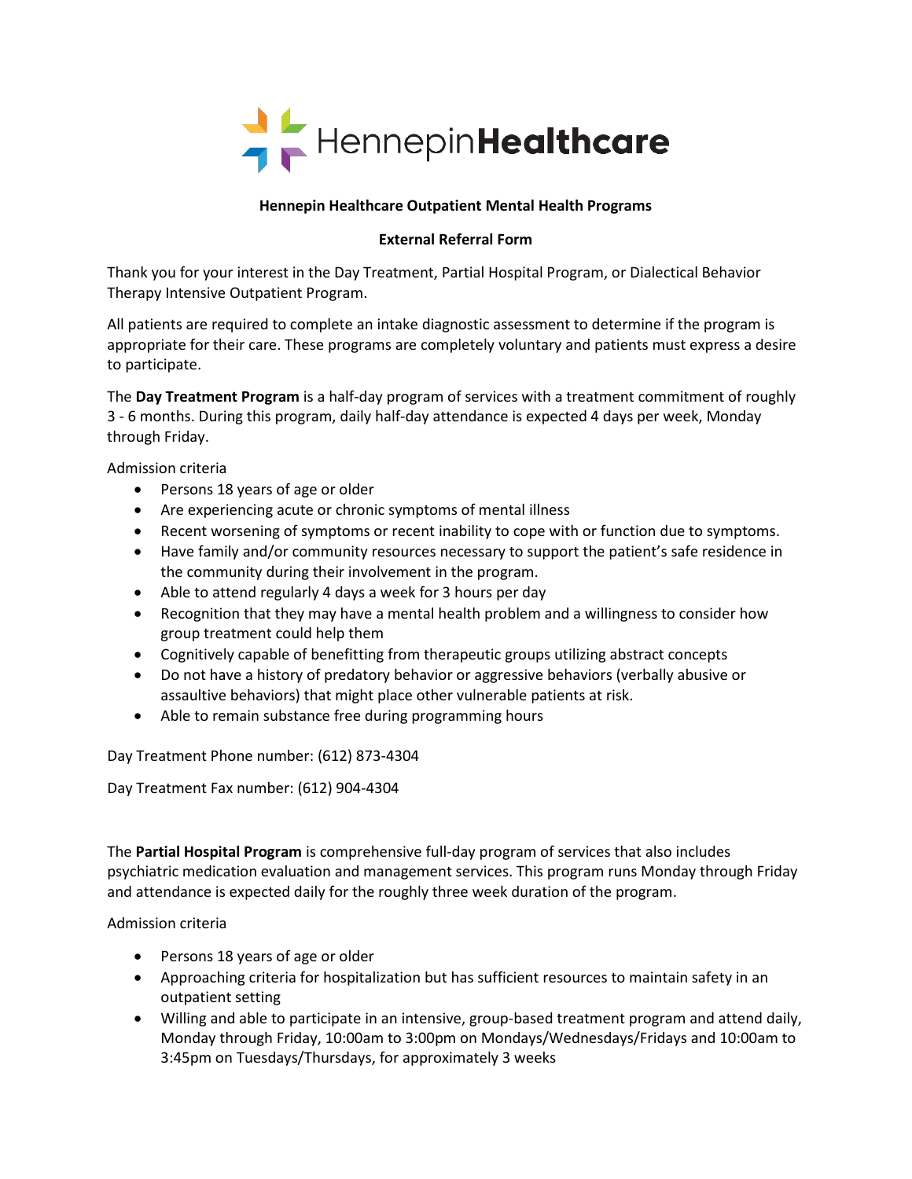HennepinHealthcare

**Hennepin Healthcare Outpatient Mental Health Programs**

**External Referral Form**

Thank you for your interest in the Day Treatment, Partial Hospital Program, or Dialectical Behavior Therapy Intensive Outpatient Program.

All patients are required to complete an intake diagnostic assessment to determine if the program is appropriate for their care. These programs are completely voluntary and patients must express a desire to participate.

The **Day Treatment Program** is a half-day program of services with a treatment commitment of roughly 3 - 6 months. During this program, daily half-day attendance is expected 4 days per week, Monday through Friday.

Admission criteria

- Persons 18 years of age or older
- Are experiencing acute or chronic symptoms of mental illness
- Recent worsening of symptoms or recent inability to cope with or function due to symptoms.
- Have family and/or community resources necessary to support the patient's safe residence in the community during their involvement in the program.
- Able to attend regularly 4 days a week for 3 hours per day
- Recognition that they may have a mental health problem and a willingness to consider how group treatment could help them
- Cognitively capable of benefitting from therapeutic groups utilizing abstract concepts
- Do not have a history of predatory behavior or aggressive behaviors (verbally abusive or assaultive behaviors) that might place other vulnerable patients at risk.
- Able to remain substance free during programming hours

Day Treatment Phone number: (612) 873-4304

Day Treatment Fax number: (612) 904-4304

The **Partial Hospital Program** is comprehensive full-day program of services that also includes psychiatric medication evaluation and management services. This program runs Monday through Friday and attendance is expected daily for the roughly three week duration of the program.

Admission criteria

- Persons 18 years of age or older
- Approaching criteria for hospitalization but has sufficient resources to maintain safety in an outpatient setting
- Willing and able to participate in an intensive, group-based treatment program and attend daily, Monday through Friday, 10:00am to 3:00pm on Mondays/Wednesdays/Fridays and 10:00am to 3:45pm on Tuesdays/Thursdays, for approximately 3 weeks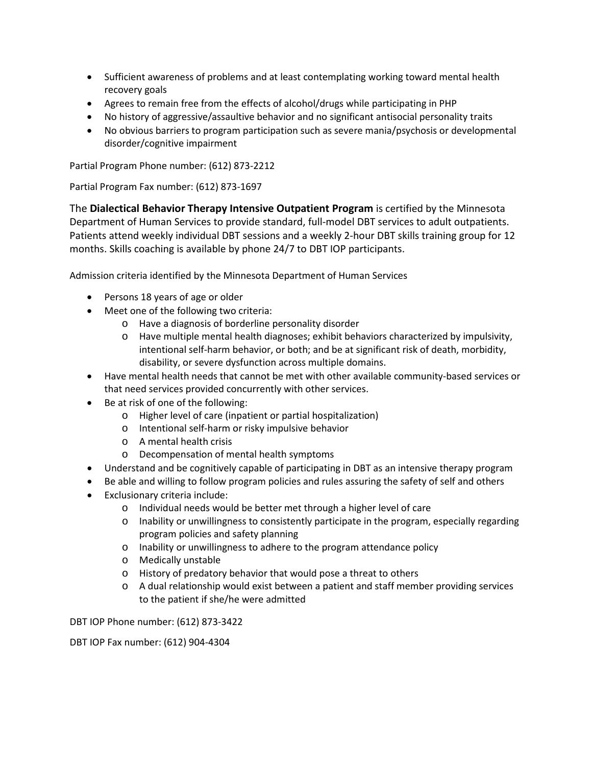- Sufficient awareness of problems and at least contemplating working toward mental health recovery goals
- Agrees to remain free from the effects of alcohol/drugs while participating in PHP
- No history of aggressive/assaultive behavior and no significant antisocial personality traits
- No obvious barriers to program participation such as severe mania/psychosis or developmental disorder/cognitive impairment

Partial Program Phone number: (612) 873-2212

Partial Program Fax number: (612) 873-1697

The **Dialectical Behavior Therapy Intensive Outpatient Program** is certified by the Minnesota Department of Human Services to provide standard, full-model DBT services to adult outpatients. Patients attend weekly individual DBT sessions and a weekly 2-hour DBT skills training group for 12 months. Skills coaching is available by phone 24/7 to DBT IOP participants.

Admission criteria identified by the Minnesota Department of Human Services

- Persons 18 years of age or older
- Meet one of the following two criteria:
  - Have a diagnosis of borderline personality disorder
  - Have multiple mental health diagnoses; exhibit behaviors characterized by impulsivity, intentional self-harm behavior, or both; and be at significant risk of death, morbidity, disability, or severe dysfunction across multiple domains.
- Have mental health needs that cannot be met with other available community-based services or that need services provided concurrently with other services.
- Be at risk of one of the following:
  - Higher level of care (inpatient or partial hospitalization)
  - Intentional self-harm or risky impulsive behavior
  - A mental health crisis
  - Decompensation of mental health symptoms
- Understand and be cognitively capable of participating in DBT as an intensive therapy program
- Be able and willing to follow program policies and rules assuring the safety of self and others
- Exclusionary criteria include:
  - Individual needs would be better met through a higher level of care
  - Inability or unwillingness to consistently participate in the program, especially regarding program policies and safety planning
  - Inability or unwillingness to adhere to the program attendance policy
  - Medically unstable
  - History of predatory behavior that would pose a threat to others
  - A dual relationship would exist between a patient and staff member providing services to the patient if she/he were admitted

DBT IOP Phone number: (612) 873-3422

DBT IOP Fax number: (612) 904-4304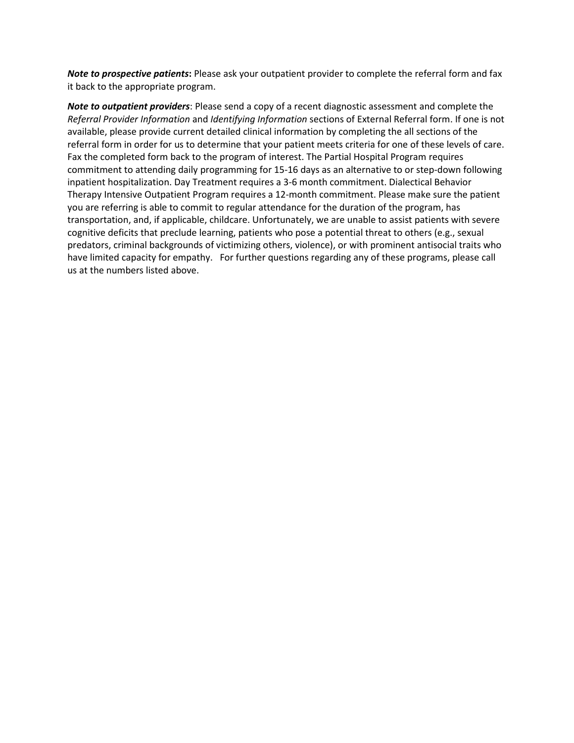***Note to prospective patients*:** Please ask your outpatient provider to complete the referral form and fax it back to the appropriate program.

***Note to outpatient providers***: Please send a copy of a recent diagnostic assessment and complete the *Referral Provider Information* and *Identifying Information* sections of External Referral form. If one is not available, please provide current detailed clinical information by completing the all sections of the referral form in order for us to determine that your patient meets criteria for one of these levels of care. Fax the completed form back to the program of interest. The Partial Hospital Program requires commitment to attending daily programming for 15-16 days as an alternative to or step-down following inpatient hospitalization. Day Treatment requires a 3-6 month commitment. Dialectical Behavior Therapy Intensive Outpatient Program requires a 12-month commitment. Please make sure the patient you are referring is able to commit to regular attendance for the duration of the program, has transportation, and, if applicable, childcare. Unfortunately, we are unable to assist patients with severe cognitive deficits that preclude learning, patients who pose a potential threat to others (e.g., sexual predators, criminal backgrounds of victimizing others, violence), or with prominent antisocial traits who have limited capacity for empathy. For further questions regarding any of these programs, please call us at the numbers listed above.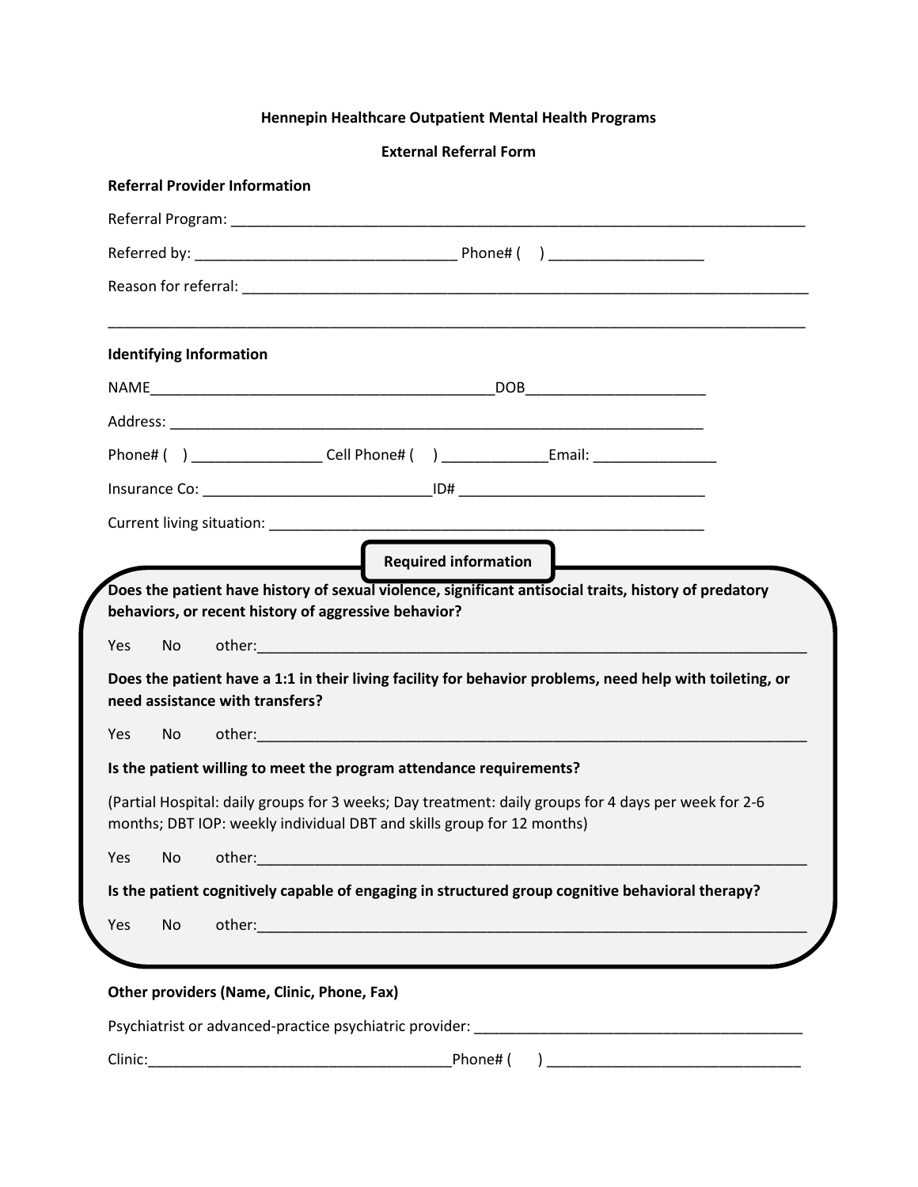**Hennepin Healthcare Outpatient Mental Health Programs**

**External Referral Form**

**Referral Provider Information**

Referral Program: ___________________________________________________________________________

Referred by: ________________________________ Phone# (     ) ___________________

Reason for referral: __________________________________________________________________________

_____________________________________________________________________________________

**Identifying Information**

NAME___________________________________________DOB______________________

Address: _________________________________________________________________

Phone# (     ) ________________ Cell Phone# (     ) _____________Email: _______________

Insurance Co: ___________________________ID# ______________________________

Current living situation: ______________________________________________________

**Required information**

**Does the patient have history of sexual violence, significant antisocial traits, history of predatory behaviors, or recent history of aggressive behavior?**

Yes     No     other:_____________________________________________________________________

**Does the patient have a 1:1 in their living facility for behavior problems, need help with toileting, or need assistance with transfers?**

Yes     No     other:_____________________________________________________________________

**Is the patient willing to meet the program attendance requirements?**

(Partial Hospital: daily groups for 3 weeks; Day treatment: daily groups for 4 days per week for 2-6 months; DBT IOP: weekly individual DBT and skills group for 12 months)

Yes     No     other:_____________________________________________________________________

**Is the patient cognitively capable of engaging in structured group cognitive behavioral therapy?**

Yes     No     other:_____________________________________________________________________

**Other providers (Name, Clinic, Phone, Fax)**

Psychiatrist or advanced-practice psychiatric provider: _________________________________________

Clinic:_____________________________________Phone# (     ) _______________________________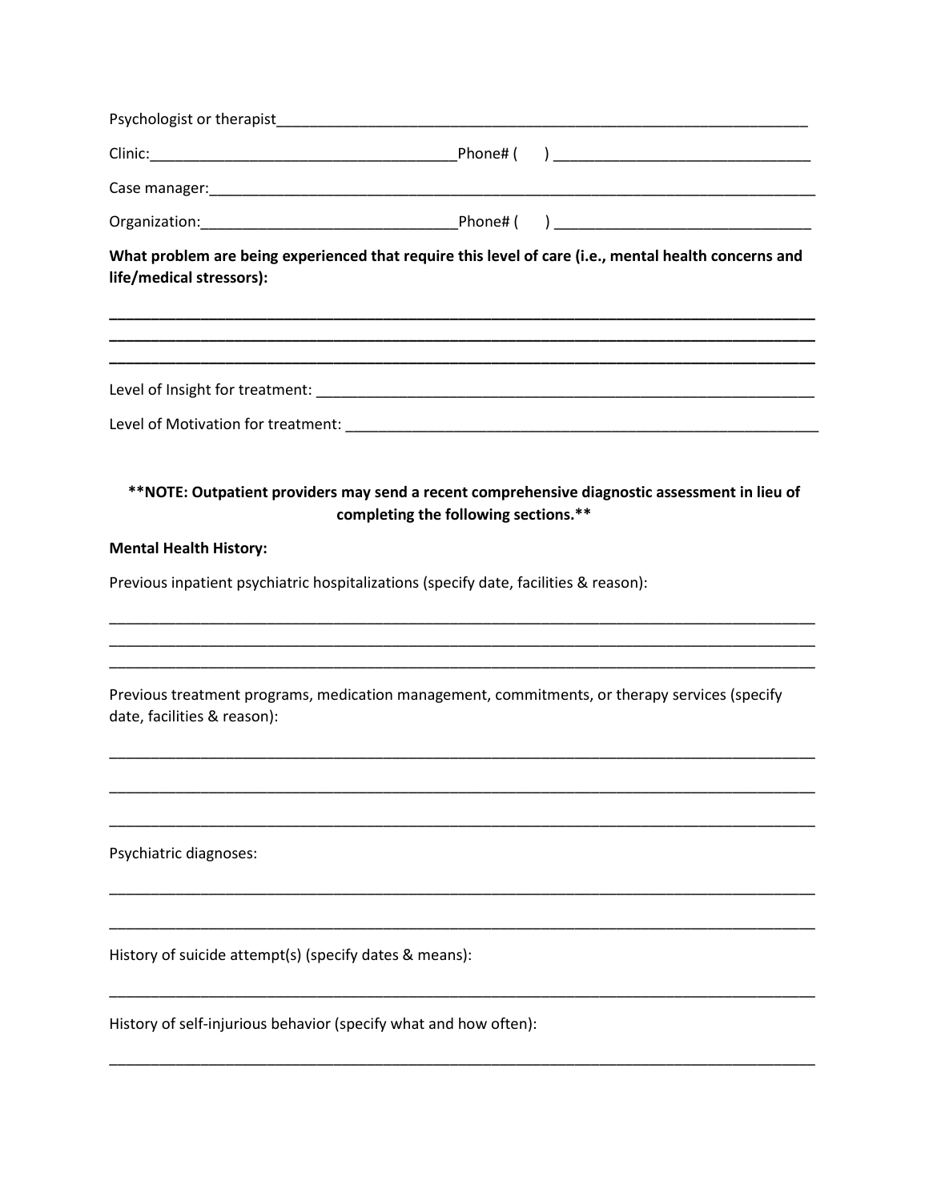Psychologist or therapist______________________________________________________________

Clinic:_____________________________________Phone# (     ) ______________________________

Case manager:__________________________________________________________________________

Organization:_______________________________Phone# (     ) ______________________________

**What problem are being experienced that require this level of care (i.e., mental health concerns and life/medical stressors):**

______________________________________________________________________________________
______________________________________________________________________________________
______________________________________________________________________________________

Level of Insight for treatment: _________________________________________________________

Level of Motivation for treatment: ______________________________________________________

**\*\*NOTE: Outpatient providers may send a recent comprehensive diagnostic assessment in lieu of completing the following sections.\*\***

**Mental Health History:**

Previous inpatient psychiatric hospitalizations (specify date, facilities & reason):

______________________________________________________________________________________
______________________________________________________________________________________
______________________________________________________________________________________

Previous treatment programs, medication management, commitments, or therapy services (specify date, facilities & reason):

______________________________________________________________________________________

______________________________________________________________________________________

______________________________________________________________________________________

Psychiatric diagnoses:

______________________________________________________________________________________

______________________________________________________________________________________

History of suicide attempt(s) (specify dates & means):

______________________________________________________________________________________

History of self-injurious behavior (specify what and how often):

______________________________________________________________________________________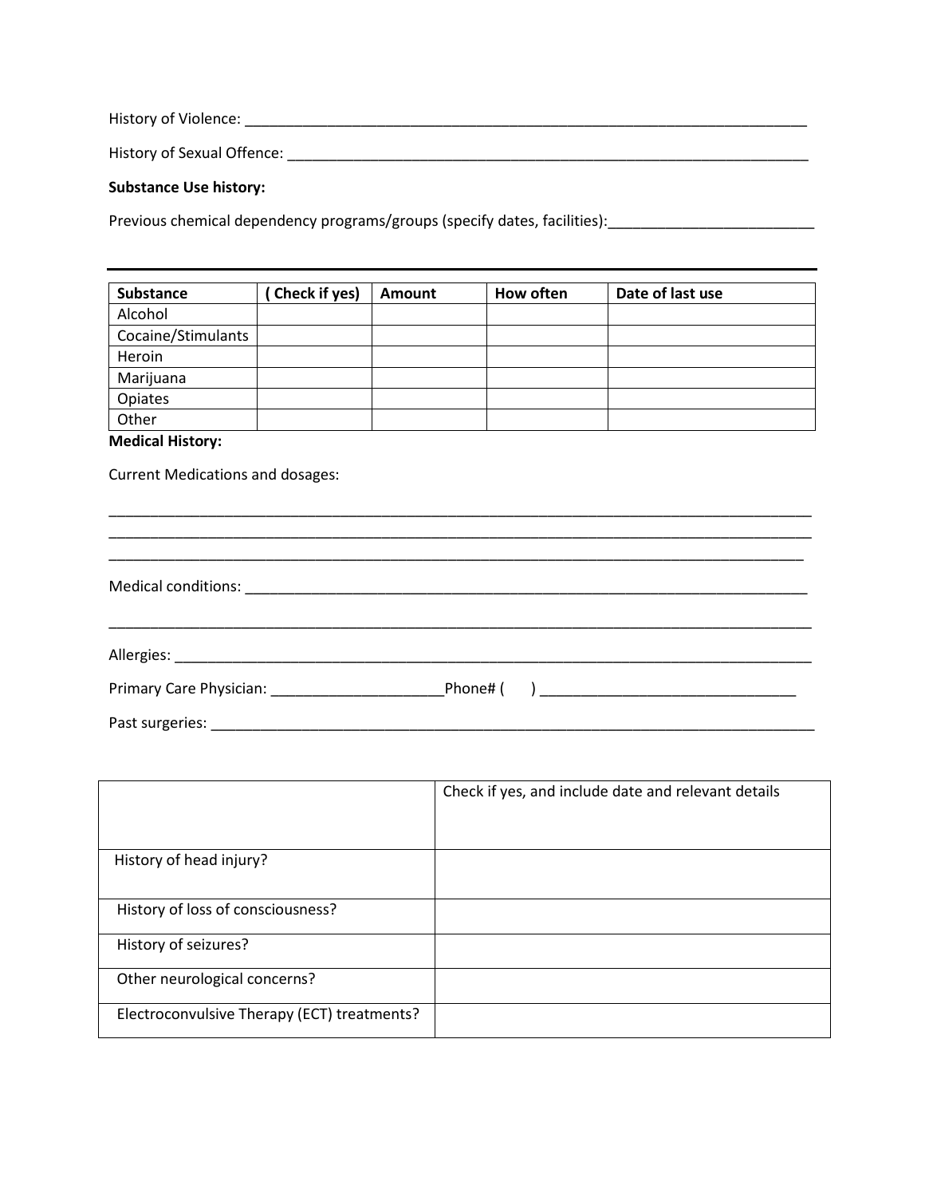History of Violence: ___________________________________________________________________________

History of Sexual Offence: ______________________________________________________________________

**Substance Use history:**

Previous chemical dependency programs/groups (specify dates, facilities):_________________________

---

| Substance | ( Check if yes) | Amount | How often | Date of last use |
|---|---|---|---|---|
| Alcohol | | | | |
| Cocaine/Stimulants | | | | |
| Heroin | | | | |
| Marijuana | | | | |
| Opiates | | | | |
| Other | | | | |

**Medical History:**

Current Medications and dosages:

___________________________________________________________________________________________

___________________________________________________________________________________________

___________________________________________________________________________________________

Medical conditions: ________________________________________________________________________

___________________________________________________________________________________________

Allergies: _________________________________________________________________________________

Primary Care Physician: ______________________Phone# (      ) _________________________________

Past surgeries: _____________________________________________________________________________

| | Check if yes, and include date and relevant details |
|---|---|
| History of head injury? | |
| History of loss of consciousness? | |
| History of seizures? | |
| Other neurological concerns? | |
| Electroconvulsive Therapy (ECT) treatments? | |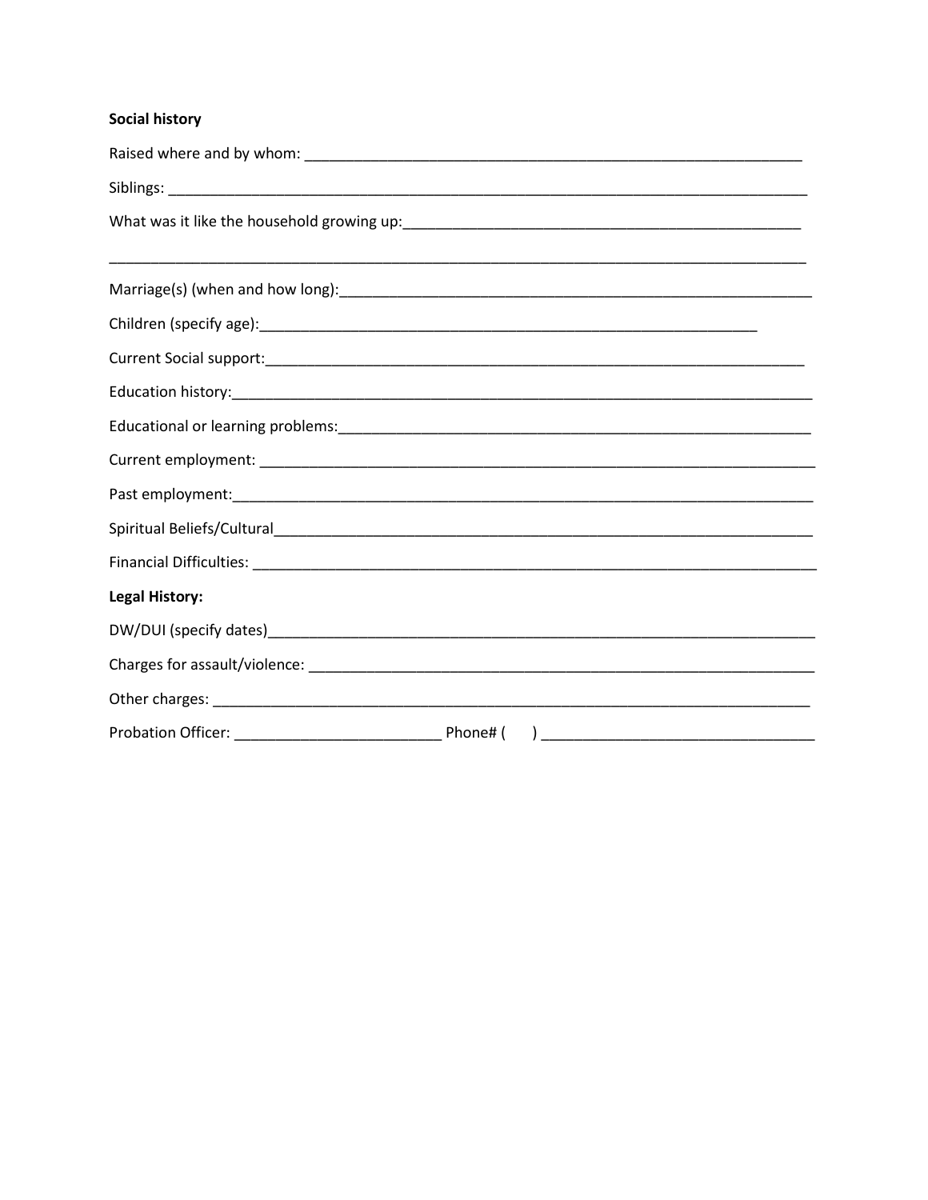**Social history**

Raised where and by whom: ___________________________________________________________

Siblings: ___________________________________________________________________________

What was it like the household growing up:_____________________________________________

_____________________________________________________________________________________

Marriage(s) (when and how long):______________________________________________________

Children (specify age):_______________________________________________________

Current Social support:________________________________________________________________

Education history:____________________________________________________________________

Educational or learning problems:______________________________________________________

Current employment: _________________________________________________________________

Past employment:_____________________________________________________________________

Spiritual Beliefs/Cultural_____________________________________________________________

Financial Difficulties: _________________________________________________________________

**Legal History:**

DW/DUI (specify dates)________________________________________________________________

Charges for assault/violence: __________________________________________________________

Other charges: _______________________________________________________________________

Probation Officer: _______________________ Phone# (     ) ______________________________